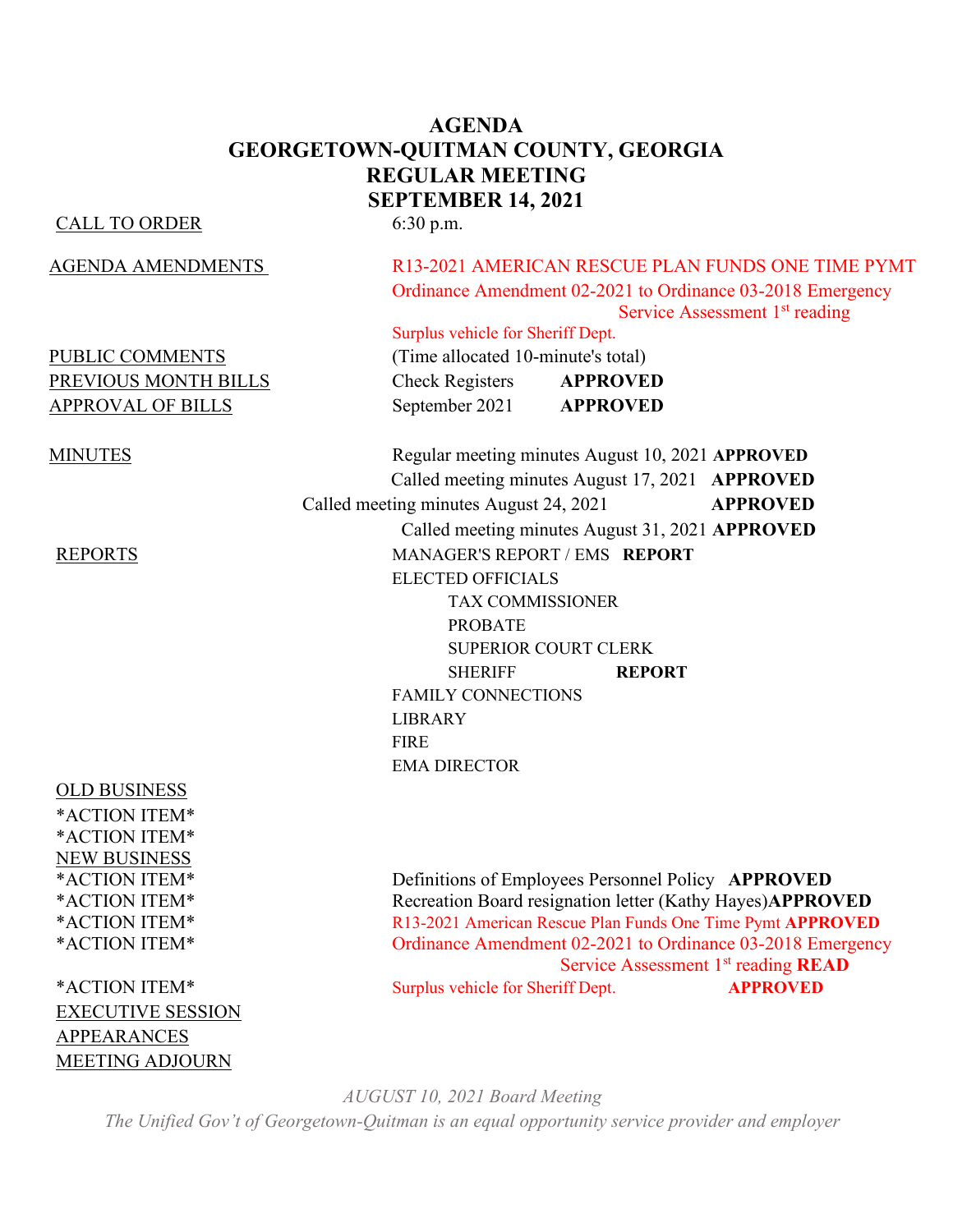# AGENDA
# GEORGETOWN-QUITMAN COUNTY, GEORGIA
# REGULAR MEETING
# SEPTEMBER 14, 2021

CALL TO ORDER — 6:30 p.m.

AGENDA AMENDMENTS
- R13-2021 AMERICAN RESCUE PLAN FUNDS ONE TIME PYMT
- Ordinance Amendment 02-2021 to Ordinance 03-2018 Emergency Service Assessment 1st reading
- Surplus vehicle for Sheriff Dept.

PUBLIC COMMENTS — (Time allocated 10-minute's total)

PREVIOUS MONTH BILLS — Check Registers **APPROVED**

APPROVAL OF BILLS — September 2021 **APPROVED**

MINUTES
- Regular meeting minutes August 10, 2021 **APPROVED**
- Called meeting minutes August 17, 2021 **APPROVED**
- Called meeting minutes August 24, 2021 **APPROVED**
- Called meeting minutes August 31, 2021 **APPROVED**

REPORTS
- MANAGER'S REPORT / EMS **REPORT**
- ELECTED OFFICIALS
  - TAX COMMISSIONER
  - PROBATE
  - SUPERIOR COURT CLERK
  - SHERIFF **REPORT**
- FAMILY CONNECTIONS
- LIBRARY
- FIRE
- EMA DIRECTOR

OLD BUSINESS
- *ACTION ITEM*
- *ACTION ITEM*

NEW BUSINESS
- *ACTION ITEM* — Definitions of Employees Personnel Policy **APPROVED**
- *ACTION ITEM* — Recreation Board resignation letter (Kathy Hayes) **APPROVED**
- *ACTION ITEM* — R13-2021 American Rescue Plan Funds One Time Pymt **APPROVED**
- *ACTION ITEM* — Ordinance Amendment 02-2021 to Ordinance 03-2018 Emergency Service Assessment 1st reading **READ**
- *ACTION ITEM* — Surplus vehicle for Sheriff Dept. **APPROVED**

EXECUTIVE SESSION

APPEARANCES

MEETING ADJOURN

*AUGUST 10, 2021 Board Meeting*

*The Unified Gov't of Georgetown-Quitman is an equal opportunity service provider and employer*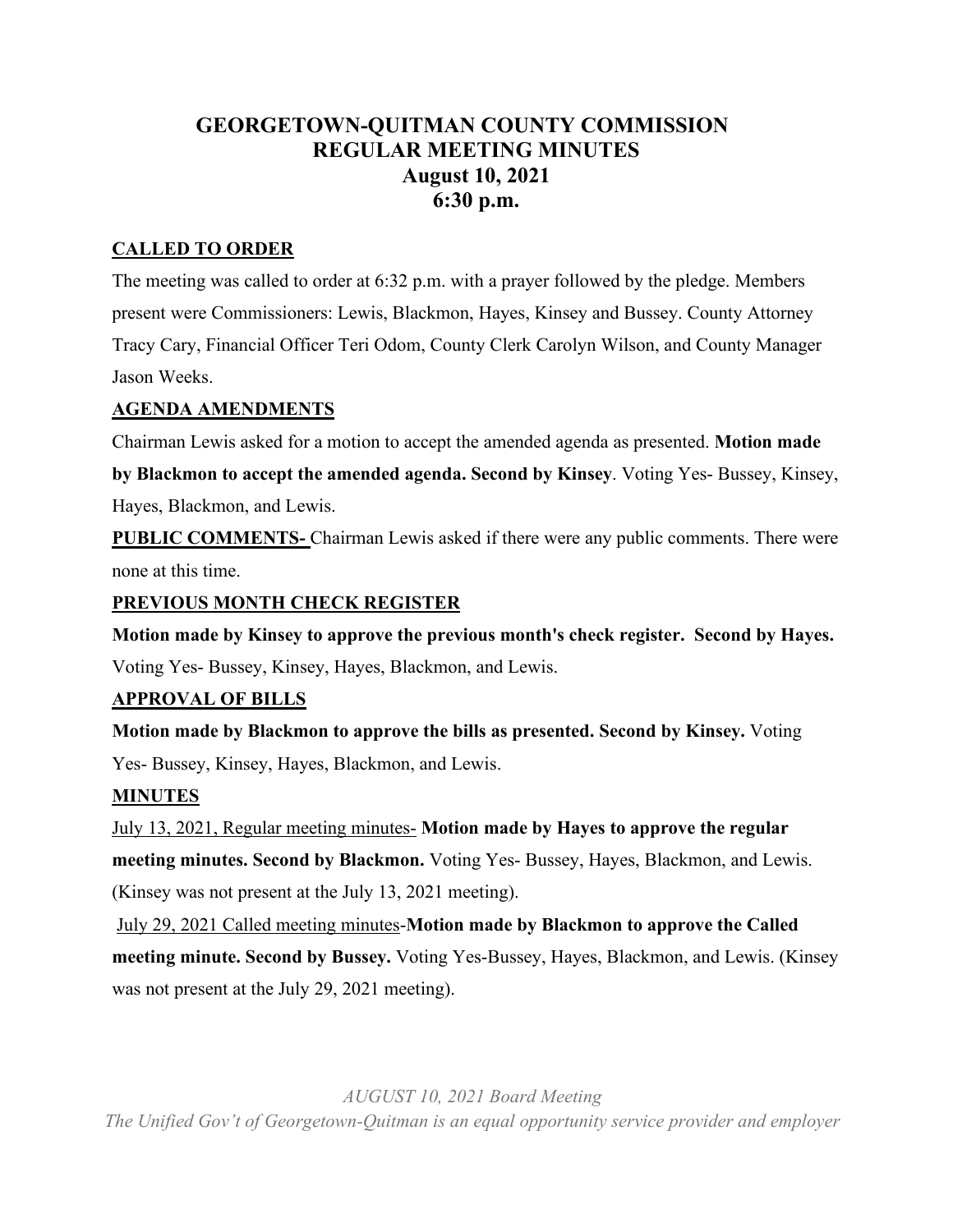# GEORGETOWN-QUITMAN COUNTY COMMISSION
# REGULAR MEETING MINUTES
## August 10, 2021
## 6:30 p.m.

**CALLED TO ORDER**

The meeting was called to order at 6:32 p.m. with a prayer followed by the pledge. Members present were Commissioners: Lewis, Blackmon, Hayes, Kinsey and Bussey. County Attorney Tracy Cary, Financial Officer Teri Odom, County Clerk Carolyn Wilson, and County Manager Jason Weeks.

**AGENDA AMENDMENTS**

Chairman Lewis asked for a motion to accept the amended agenda as presented. **Motion made by Blackmon to accept the amended agenda. Second by Kinsey**. Voting Yes- Bussey, Kinsey, Hayes, Blackmon, and Lewis.

**PUBLIC COMMENTS-** Chairman Lewis asked if there were any public comments. There were none at this time.

**PREVIOUS MONTH CHECK REGISTER**

**Motion made by Kinsey to approve the previous month's check register. Second by Hayes.** Voting Yes- Bussey, Kinsey, Hayes, Blackmon, and Lewis.

**APPROVAL OF BILLS**

**Motion made by Blackmon to approve the bills as presented. Second by Kinsey.** Voting Yes- Bussey, Kinsey, Hayes, Blackmon, and Lewis.

**MINUTES**

July 13, 2021, Regular meeting minutes- **Motion made by Hayes to approve the regular meeting minutes. Second by Blackmon.** Voting Yes- Bussey, Hayes, Blackmon, and Lewis. (Kinsey was not present at the July 13, 2021 meeting).

July 29, 2021 Called meeting minutes-**Motion made by Blackmon to approve the Called meeting minute. Second by Bussey.** Voting Yes-Bussey, Hayes, Blackmon, and Lewis. (Kinsey was not present at the July 29, 2021 meeting).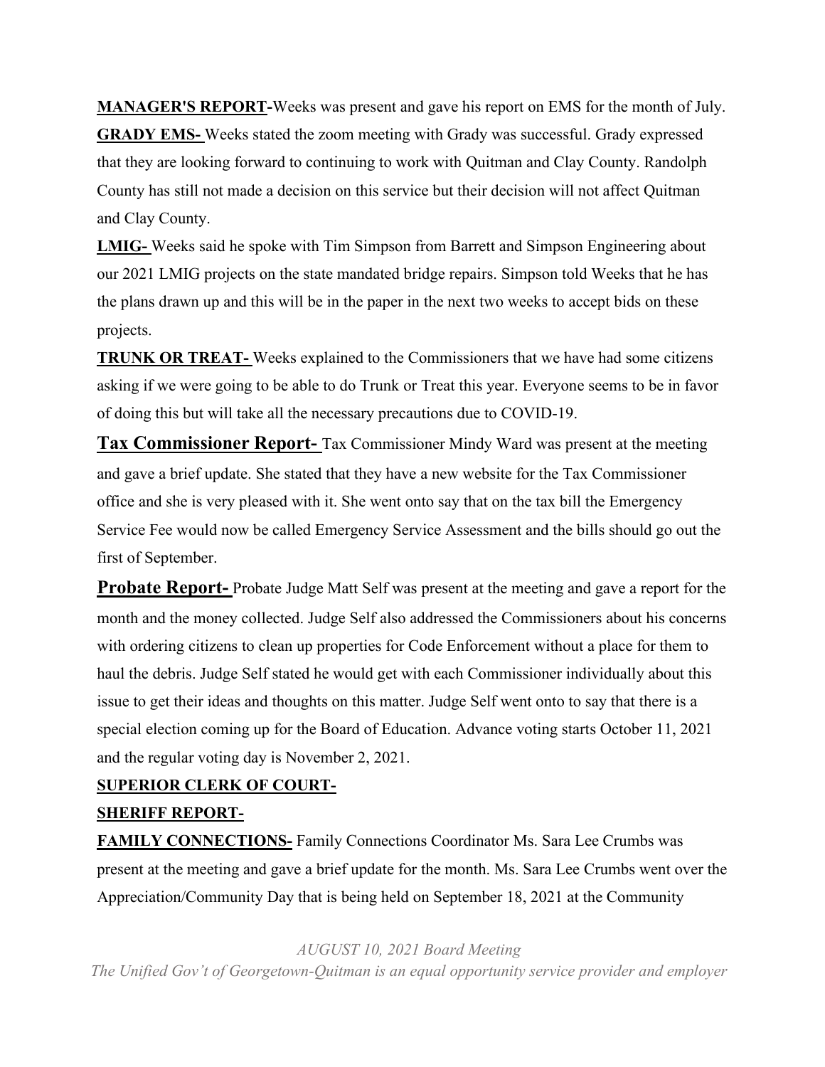**MANAGER'S REPORT-**Weeks was present and gave his report on EMS for the month of July.

**GRADY EMS-** Weeks stated the zoom meeting with Grady was successful. Grady expressed that they are looking forward to continuing to work with Quitman and Clay County. Randolph County has still not made a decision on this service but their decision will not affect Quitman and Clay County.

**LMIG-** Weeks said he spoke with Tim Simpson from Barrett and Simpson Engineering about our 2021 LMIG projects on the state mandated bridge repairs. Simpson told Weeks that he has the plans drawn up and this will be in the paper in the next two weeks to accept bids on these projects.

**TRUNK OR TREAT-** Weeks explained to the Commissioners that we have had some citizens asking if we were going to be able to do Trunk or Treat this year. Everyone seems to be in favor of doing this but will take all the necessary precautions due to COVID-19.

**Tax Commissioner Report-** Tax Commissioner Mindy Ward was present at the meeting and gave a brief update. She stated that they have a new website for the Tax Commissioner office and she is very pleased with it. She went onto say that on the tax bill the Emergency Service Fee would now be called Emergency Service Assessment and the bills should go out the first of September.

**Probate Report-** Probate Judge Matt Self was present at the meeting and gave a report for the month and the money collected. Judge Self also addressed the Commissioners about his concerns with ordering citizens to clean up properties for Code Enforcement without a place for them to haul the debris. Judge Self stated he would get with each Commissioner individually about this issue to get their ideas and thoughts on this matter. Judge Self went onto to say that there is a special election coming up for the Board of Education. Advance voting starts October 11, 2021 and the regular voting day is November 2, 2021.

**SUPERIOR CLERK OF COURT-**

**SHERIFF REPORT-**

**FAMILY CONNECTIONS-** Family Connections Coordinator Ms. Sara Lee Crumbs was present at the meeting and gave a brief update for the month. Ms. Sara Lee Crumbs went over the Appreciation/Community Day that is being held on September 18, 2021 at the Community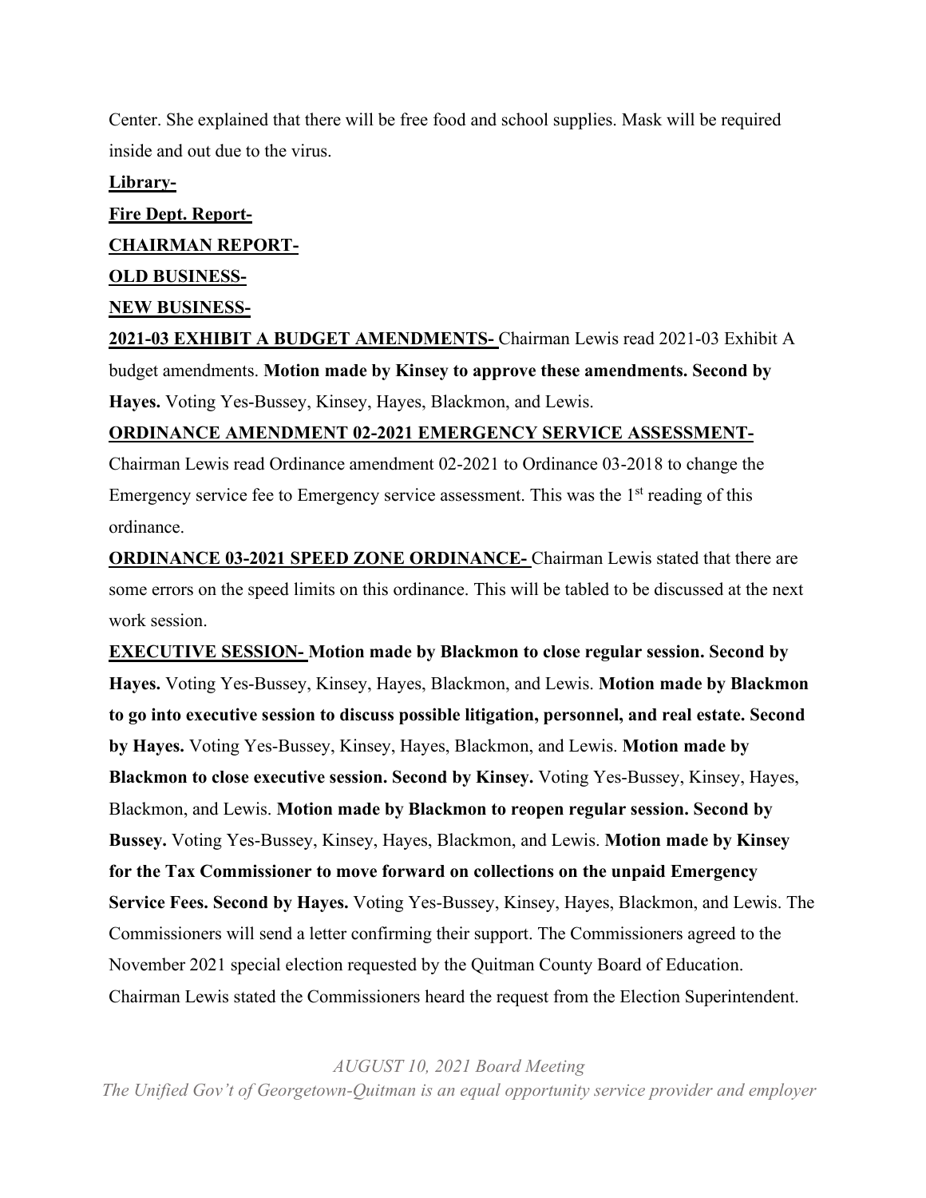Center. She explained that there will be free food and school supplies. Mask will be required inside and out due to the virus.

**Library-**

**Fire Dept. Report-**

**CHAIRMAN REPORT-**

**OLD BUSINESS-**

**NEW BUSINESS-**

**2021-03 EXHIBIT A BUDGET AMENDMENTS-** Chairman Lewis read 2021-03 Exhibit A budget amendments. **Motion made by Kinsey to approve these amendments. Second by Hayes.** Voting Yes-Bussey, Kinsey, Hayes, Blackmon, and Lewis.

**ORDINANCE AMENDMENT 02-2021 EMERGENCY SERVICE ASSESSMENT-** Chairman Lewis read Ordinance amendment 02-2021 to Ordinance 03-2018 to change the Emergency service fee to Emergency service assessment. This was the 1st reading of this ordinance.

**ORDINANCE 03-2021 SPEED ZONE ORDINANCE-** Chairman Lewis stated that there are some errors on the speed limits on this ordinance. This will be tabled to be discussed at the next work session.

**EXECUTIVE SESSION- Motion made by Blackmon to close regular session. Second by Hayes.** Voting Yes-Bussey, Kinsey, Hayes, Blackmon, and Lewis. **Motion made by Blackmon to go into executive session to discuss possible litigation, personnel, and real estate. Second by Hayes.** Voting Yes-Bussey, Kinsey, Hayes, Blackmon, and Lewis. **Motion made by Blackmon to close executive session. Second by Kinsey.** Voting Yes-Bussey, Kinsey, Hayes, Blackmon, and Lewis. **Motion made by Blackmon to reopen regular session. Second by Bussey.** Voting Yes-Bussey, Kinsey, Hayes, Blackmon, and Lewis. **Motion made by Kinsey for the Tax Commissioner to move forward on collections on the unpaid Emergency Service Fees. Second by Hayes.** Voting Yes-Bussey, Kinsey, Hayes, Blackmon, and Lewis. The Commissioners will send a letter confirming their support. The Commissioners agreed to the November 2021 special election requested by the Quitman County Board of Education. Chairman Lewis stated the Commissioners heard the request from the Election Superintendent.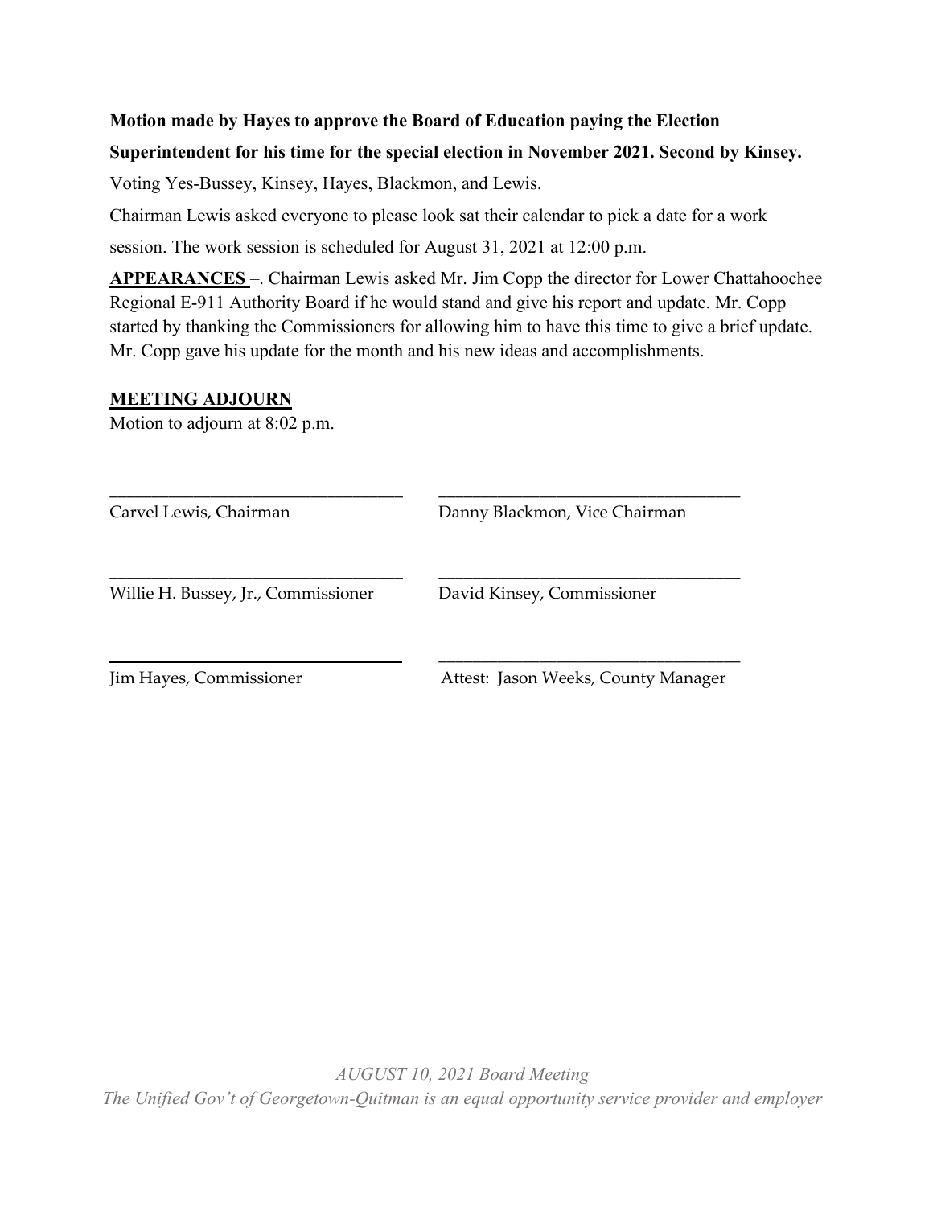**Motion made by Hayes to approve the Board of Education paying the Election Superintendent for his time for the special election in November 2021. Second by Kinsey.**

Voting Yes-Bussey, Kinsey, Hayes, Blackmon, and Lewis.

Chairman Lewis asked everyone to please look sat their calendar to pick a date for a work session. The work session is scheduled for August 31, 2021 at 12:00 p.m.

**APPEARANCES** –. Chairman Lewis asked Mr. Jim Copp the director for Lower Chattahoochee Regional E-911 Authority Board if he would stand and give his report and update. Mr. Copp started by thanking the Commissioners for allowing him to have this time to give a brief update. Mr. Copp gave his update for the month and his new ideas and accomplishments.

**MEETING ADJOURN**

Motion to adjourn at 8:02 p.m.

| | |
|---|---|
| ______________________________ | ______________________________ |
| Carvel Lewis, Chairman | Danny Blackmon, Vice Chairman |
| ______________________________ | ______________________________ |
| Willie H. Bussey, Jr., Commissioner | David Kinsey, Commissioner |
| ______________________________ | ______________________________ |
| Jim Hayes, Commissioner | Attest: Jason Weeks, County Manager |

*AUGUST 10, 2021 Board Meeting*

*The Unified Gov't of Georgetown-Quitman is an equal opportunity service provider and employer*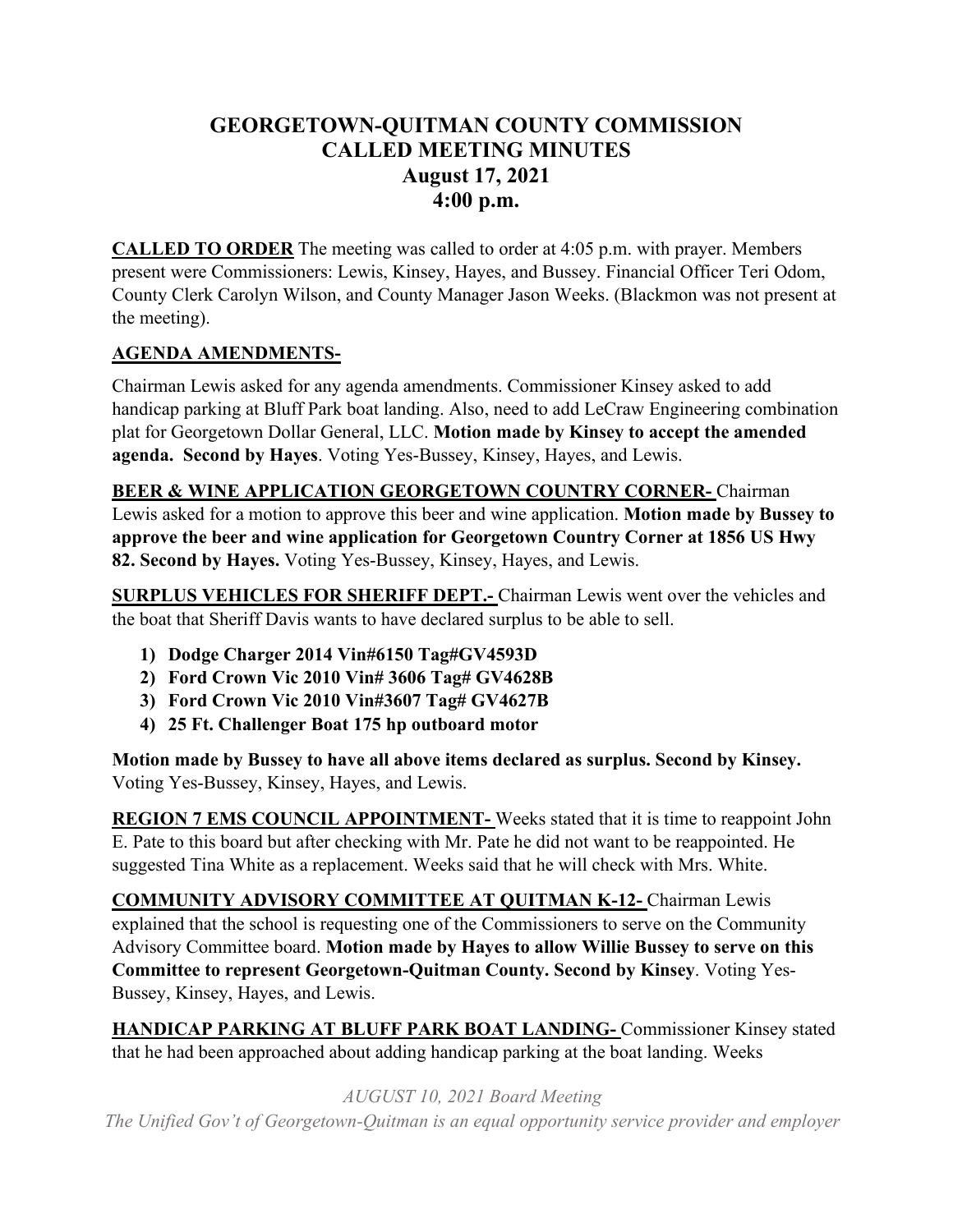# GEORGETOWN-QUITMAN COUNTY COMMISSION
# CALLED MEETING MINUTES
## August 17, 2021
## 4:00 p.m.

**CALLED TO ORDER** The meeting was called to order at 4:05 p.m. with prayer. Members present were Commissioners: Lewis, Kinsey, Hayes, and Bussey. Financial Officer Teri Odom, County Clerk Carolyn Wilson, and County Manager Jason Weeks. (Blackmon was not present at the meeting).

**AGENDA AMENDMENTS-**

Chairman Lewis asked for any agenda amendments. Commissioner Kinsey asked to add handicap parking at Bluff Park boat landing. Also, need to add LeCraw Engineering combination plat for Georgetown Dollar General, LLC. **Motion made by Kinsey to accept the amended agenda. Second by Hayes**. Voting Yes-Bussey, Kinsey, Hayes, and Lewis.

**BEER & WINE APPLICATION GEORGETOWN COUNTRY CORNER-** Chairman Lewis asked for a motion to approve this beer and wine application. **Motion made by Bussey to approve the beer and wine application for Georgetown Country Corner at 1856 US Hwy 82. Second by Hayes.** Voting Yes-Bussey, Kinsey, Hayes, and Lewis.

**SURPLUS VEHICLES FOR SHERIFF DEPT.-** Chairman Lewis went over the vehicles and the boat that Sheriff Davis wants to have declared surplus to be able to sell.

1) **Dodge Charger 2014 Vin#6150 Tag#GV4593D**
2) **Ford Crown Vic 2010 Vin# 3606 Tag# GV4628B**
3) **Ford Crown Vic 2010 Vin#3607 Tag# GV4627B**
4) **25 Ft. Challenger Boat 175 hp outboard motor**

**Motion made by Bussey to have all above items declared as surplus. Second by Kinsey.** Voting Yes-Bussey, Kinsey, Hayes, and Lewis.

**REGION 7 EMS COUNCIL APPOINTMENT-** Weeks stated that it is time to reappoint John E. Pate to this board but after checking with Mr. Pate he did not want to be reappointed. He suggested Tina White as a replacement. Weeks said that he will check with Mrs. White.

**COMMUNITY ADVISORY COMMITTEE AT QUITMAN K-12-** Chairman Lewis explained that the school is requesting one of the Commissioners to serve on the Community Advisory Committee board. **Motion made by Hayes to allow Willie Bussey to serve on this Committee to represent Georgetown-Quitman County. Second by Kinsey**. Voting Yes-Bussey, Kinsey, Hayes, and Lewis.

**HANDICAP PARKING AT BLUFF PARK BOAT LANDING-** Commissioner Kinsey stated that he had been approached about adding handicap parking at the boat landing. Weeks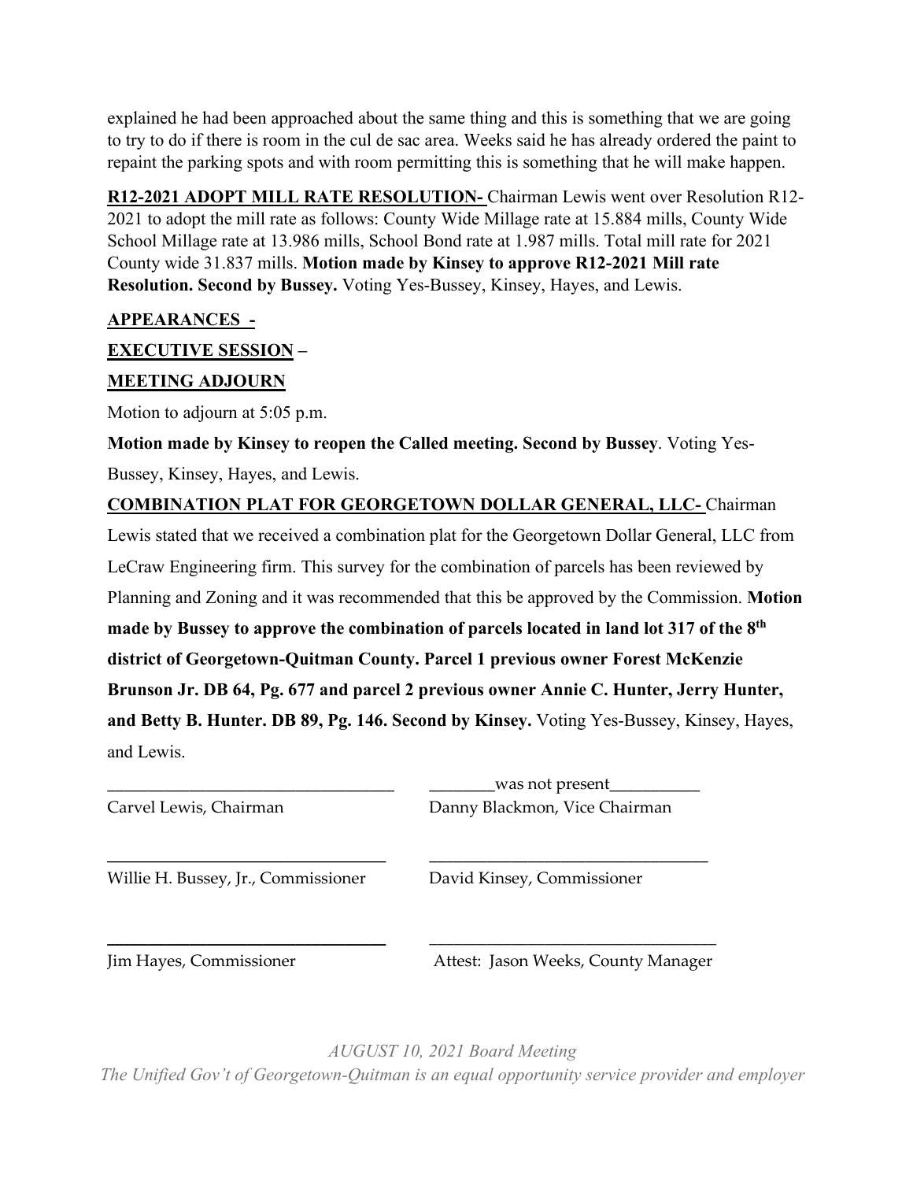explained he had been approached about the same thing and this is something that we are going to try to do if there is room in the cul de sac area. Weeks said he has already ordered the paint to repaint the parking spots and with room permitting this is something that he will make happen.

**R12-2021 ADOPT MILL RATE RESOLUTION-** Chairman Lewis went over Resolution R12-2021 to adopt the mill rate as follows: County Wide Millage rate at 15.884 mills, County Wide School Millage rate at 13.986 mills, School Bond rate at 1.987 mills. Total mill rate for 2021 County wide 31.837 mills. **Motion made by Kinsey to approve R12-2021 Mill rate Resolution. Second by Bussey.** Voting Yes-Bussey, Kinsey, Hayes, and Lewis.

**APPEARANCES -**

**EXECUTIVE SESSION –**

**MEETING ADJOURN**

Motion to adjourn at 5:05 p.m.

**Motion made by Kinsey to reopen the Called meeting. Second by Bussey**. Voting Yes-Bussey, Kinsey, Hayes, and Lewis.

**COMBINATION PLAT FOR GEORGETOWN DOLLAR GENERAL, LLC-** Chairman Lewis stated that we received a combination plat for the Georgetown Dollar General, LLC from LeCraw Engineering firm. This survey for the combination of parcels has been reviewed by Planning and Zoning and it was recommended that this be approved by the Commission. **Motion made by Bussey to approve the combination of parcels located in land lot 317 of the 8th district of Georgetown-Quitman County. Parcel 1 previous owner Forest McKenzie Brunson Jr. DB 64, Pg. 677 and parcel 2 previous owner Annie C. Hunter, Jerry Hunter, and Betty B. Hunter. DB 89, Pg. 146. Second by Kinsey.** Voting Yes-Bussey, Kinsey, Hayes, and Lewis.

| | |
|---|---|
| ______________________________ | ________was not present__________ |
| Carvel Lewis, Chairman | Danny Blackmon, Vice Chairman |
| ______________________________ | ______________________________ |
| Willie H. Bussey, Jr., Commissioner | David Kinsey, Commissioner |
| ______________________________ | ______________________________ |
| Jim Hayes, Commissioner | Attest: Jason Weeks, County Manager |

*AUGUST 10, 2021 Board Meeting*
*The Unified Gov't of Georgetown-Quitman is an equal opportunity service provider and employer*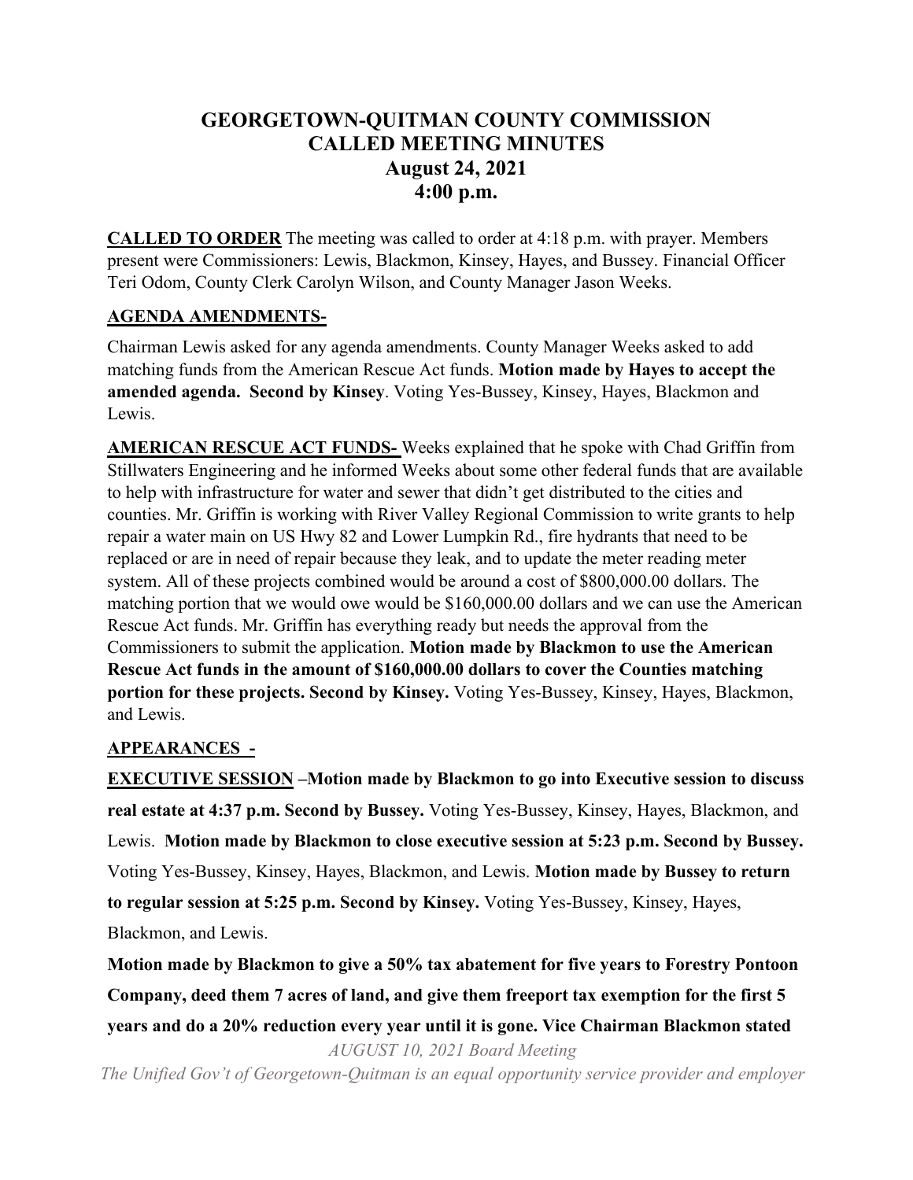# GEORGETOWN-QUITMAN COUNTY COMMISSION
# CALLED MEETING MINUTES
## August 24, 2021
## 4:00 p.m.

**CALLED TO ORDER** The meeting was called to order at 4:18 p.m. with prayer. Members present were Commissioners: Lewis, Blackmon, Kinsey, Hayes, and Bussey. Financial Officer Teri Odom, County Clerk Carolyn Wilson, and County Manager Jason Weeks.

**AGENDA AMENDMENTS-**

Chairman Lewis asked for any agenda amendments. County Manager Weeks asked to add matching funds from the American Rescue Act funds. **Motion made by Hayes to accept the amended agenda. Second by Kinsey**. Voting Yes-Bussey, Kinsey, Hayes, Blackmon and Lewis.

**AMERICAN RESCUE ACT FUNDS-** Weeks explained that he spoke with Chad Griffin from Stillwaters Engineering and he informed Weeks about some other federal funds that are available to help with infrastructure for water and sewer that didn't get distributed to the cities and counties. Mr. Griffin is working with River Valley Regional Commission to write grants to help repair a water main on US Hwy 82 and Lower Lumpkin Rd., fire hydrants that need to be replaced or are in need of repair because they leak, and to update the meter reading meter system. All of these projects combined would be around a cost of $800,000.00 dollars. The matching portion that we would owe would be $160,000.00 dollars and we can use the American Rescue Act funds. Mr. Griffin has everything ready but needs the approval from the Commissioners to submit the application. **Motion made by Blackmon to use the American Rescue Act funds in the amount of $160,000.00 dollars to cover the Counties matching portion for these projects. Second by Kinsey.** Voting Yes-Bussey, Kinsey, Hayes, Blackmon, and Lewis.

**APPEARANCES -**

**EXECUTIVE SESSION –Motion made by Blackmon to go into Executive session to discuss real estate at 4:37 p.m. Second by Bussey.** Voting Yes-Bussey, Kinsey, Hayes, Blackmon, and Lewis. **Motion made by Blackmon to close executive session at 5:23 p.m. Second by Bussey.** Voting Yes-Bussey, Kinsey, Hayes, Blackmon, and Lewis. **Motion made by Bussey to return to regular session at 5:25 p.m. Second by Kinsey.** Voting Yes-Bussey, Kinsey, Hayes, Blackmon, and Lewis.

**Motion made by Blackmon to give a 50% tax abatement for five years to Forestry Pontoon Company, deed them 7 acres of land, and give them freeport tax exemption for the first 5 years and do a 20% reduction every year until it is gone. Vice Chairman Blackmon stated**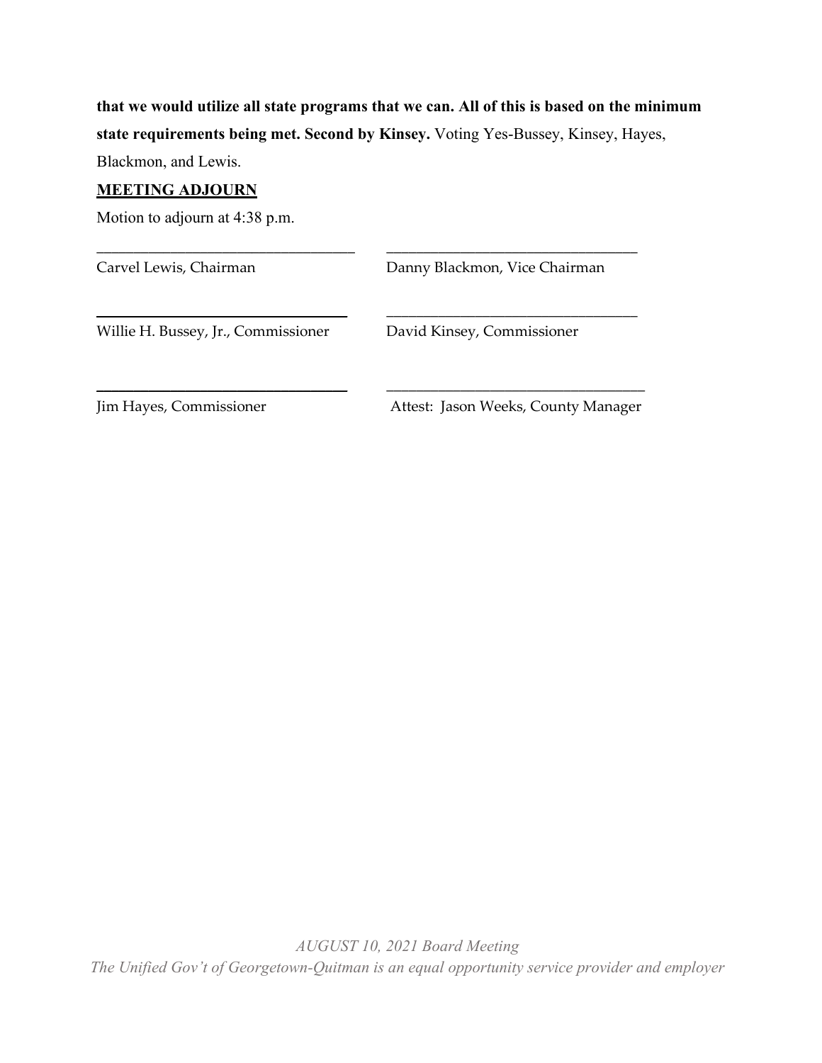**that we would utilize all state programs that we can. All of this is based on the minimum state requirements being met. Second by Kinsey.** Voting Yes-Bussey, Kinsey, Hayes, Blackmon, and Lewis.

**MEETING ADJOURN**

Motion to adjourn at 4:38 p.m.

| | |
|---|---|
| ______________________________ | ______________________________ |
| Carvel Lewis, Chairman | Danny Blackmon, Vice Chairman |
| ______________________________ | ______________________________ |
| Willie H. Bussey, Jr., Commissioner | David Kinsey, Commissioner |
| ______________________________ | ______________________________ |
| Jim Hayes, Commissioner | Attest: Jason Weeks, County Manager |

*AUGUST 10, 2021 Board Meeting*
*The Unified Gov't of Georgetown-Quitman is an equal opportunity service provider and employer*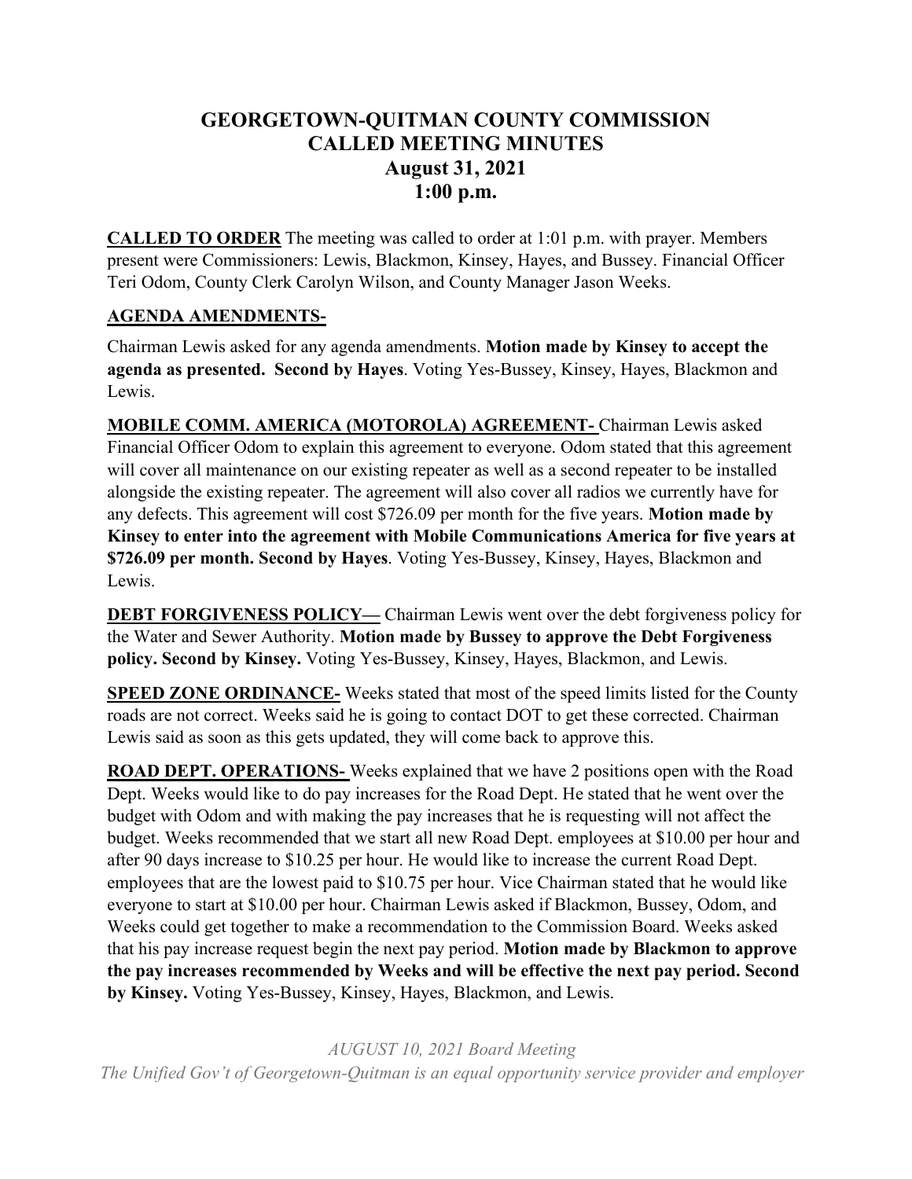# GEORGETOWN-QUITMAN COUNTY COMMISSION
# CALLED MEETING MINUTES
# August 31, 2021
# 1:00 p.m.

**CALLED TO ORDER** The meeting was called to order at 1:01 p.m. with prayer. Members present were Commissioners: Lewis, Blackmon, Kinsey, Hayes, and Bussey. Financial Officer Teri Odom, County Clerk Carolyn Wilson, and County Manager Jason Weeks.

**AGENDA AMENDMENTS-**

Chairman Lewis asked for any agenda amendments. **Motion made by Kinsey to accept the agenda as presented. Second by Hayes**. Voting Yes-Bussey, Kinsey, Hayes, Blackmon and Lewis.

**MOBILE COMM. AMERICA (MOTOROLA) AGREEMENT-** Chairman Lewis asked Financial Officer Odom to explain this agreement to everyone. Odom stated that this agreement will cover all maintenance on our existing repeater as well as a second repeater to be installed alongside the existing repeater. The agreement will also cover all radios we currently have for any defects. This agreement will cost $726.09 per month for the five years. **Motion made by Kinsey to enter into the agreement with Mobile Communications America for five years at $726.09 per month. Second by Hayes**. Voting Yes-Bussey, Kinsey, Hayes, Blackmon and Lewis.

**DEBT FORGIVENESS POLICY—** Chairman Lewis went over the debt forgiveness policy for the Water and Sewer Authority. **Motion made by Bussey to approve the Debt Forgiveness policy. Second by Kinsey.** Voting Yes-Bussey, Kinsey, Hayes, Blackmon, and Lewis.

**SPEED ZONE ORDINANCE-** Weeks stated that most of the speed limits listed for the County roads are not correct. Weeks said he is going to contact DOT to get these corrected. Chairman Lewis said as soon as this gets updated, they will come back to approve this.

**ROAD DEPT. OPERATIONS-** Weeks explained that we have 2 positions open with the Road Dept. Weeks would like to do pay increases for the Road Dept. He stated that he went over the budget with Odom and with making the pay increases that he is requesting will not affect the budget. Weeks recommended that we start all new Road Dept. employees at $10.00 per hour and after 90 days increase to $10.25 per hour. He would like to increase the current Road Dept. employees that are the lowest paid to $10.75 per hour. Vice Chairman stated that he would like everyone to start at $10.00 per hour. Chairman Lewis asked if Blackmon, Bussey, Odom, and Weeks could get together to make a recommendation to the Commission Board. Weeks asked that his pay increase request begin the next pay period. **Motion made by Blackmon to approve the pay increases recommended by Weeks and will be effective the next pay period. Second by Kinsey.** Voting Yes-Bussey, Kinsey, Hayes, Blackmon, and Lewis.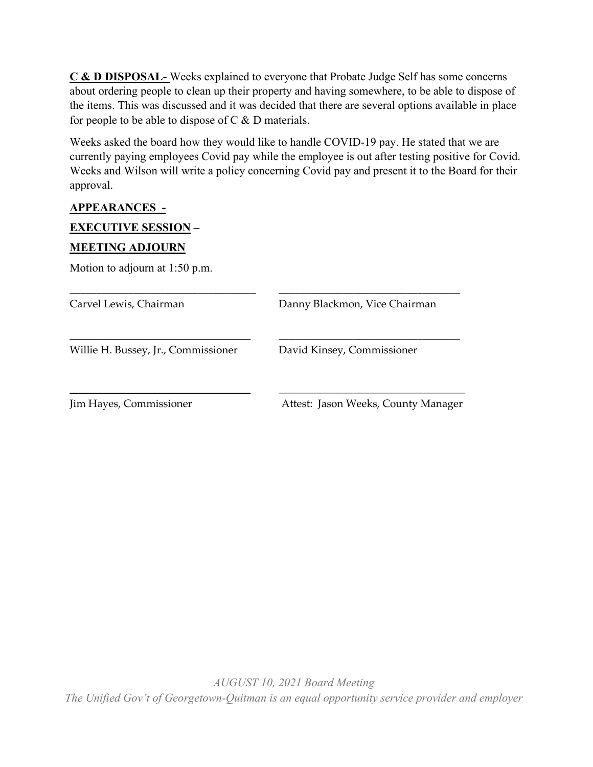**C & D DISPOSAL-** Weeks explained to everyone that Probate Judge Self has some concerns about ordering people to clean up their property and having somewhere, to be able to dispose of the items. This was discussed and it was decided that there are several options available in place for people to be able to dispose of C & D materials.

Weeks asked the board how they would like to handle COVID-19 pay. He stated that we are currently paying employees Covid pay while the employee is out after testing positive for Covid. Weeks and Wilson will write a policy concerning Covid pay and present it to the Board for their approval.

**APPEARANCES -**

**EXECUTIVE SESSION –**

**MEETING ADJOURN**

Motion to adjourn at 1:50 p.m.

| | |
|---|---|
| ______________________________ | ______________________________ |
| Carvel Lewis, Chairman | Danny Blackmon, Vice Chairman |
| ______________________________ | ______________________________ |
| Willie H. Bussey, Jr., Commissioner | David Kinsey, Commissioner |
| ______________________________ | ______________________________ |
| Jim Hayes, Commissioner | Attest: Jason Weeks, County Manager |

*AUGUST 10, 2021 Board Meeting*

*The Unified Gov't of Georgetown-Quitman is an equal opportunity service provider and employer*